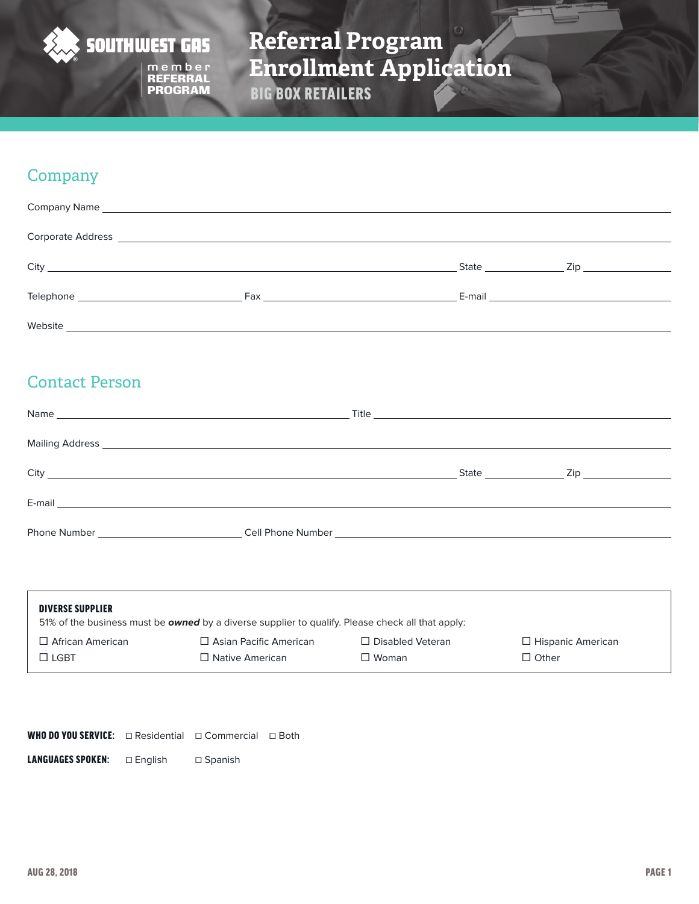SOUTHWEST GAS

member REFERRAL PROGRAM

# Referral Program Enrollment Application

### BIG BOX RETAILERS

## Company

Company Name ____________________________________________

Corporate Address ____________________________________________

City ______________________ State __________ Zip __________

Telephone ______________ Fax ______________ E-mail ______________

Website ____________________________________________

## Contact Person

Name ______________________ Title ______________________

Mailing Address ____________________________________________

City ______________________ State __________ Zip __________

E-mail ____________________________________________

Phone Number ______________ Cell Phone Number ______________

**DIVERSE SUPPLIER**

51% of the business must be ***owned*** by a diverse supplier to qualify. Please check all that apply:

☐ African American ☐ Asian Pacific American ☐ Disabled Veteran ☐ Hispanic American

☐ LGBT ☐ Native American ☐ Woman ☐ Other

**WHO DO YOU SERVICE:** ☐ Residential ☐ Commercial ☐ Both

**LANGUAGES SPOKEN:** ☐ English ☐ Spanish

AUG 28, 2018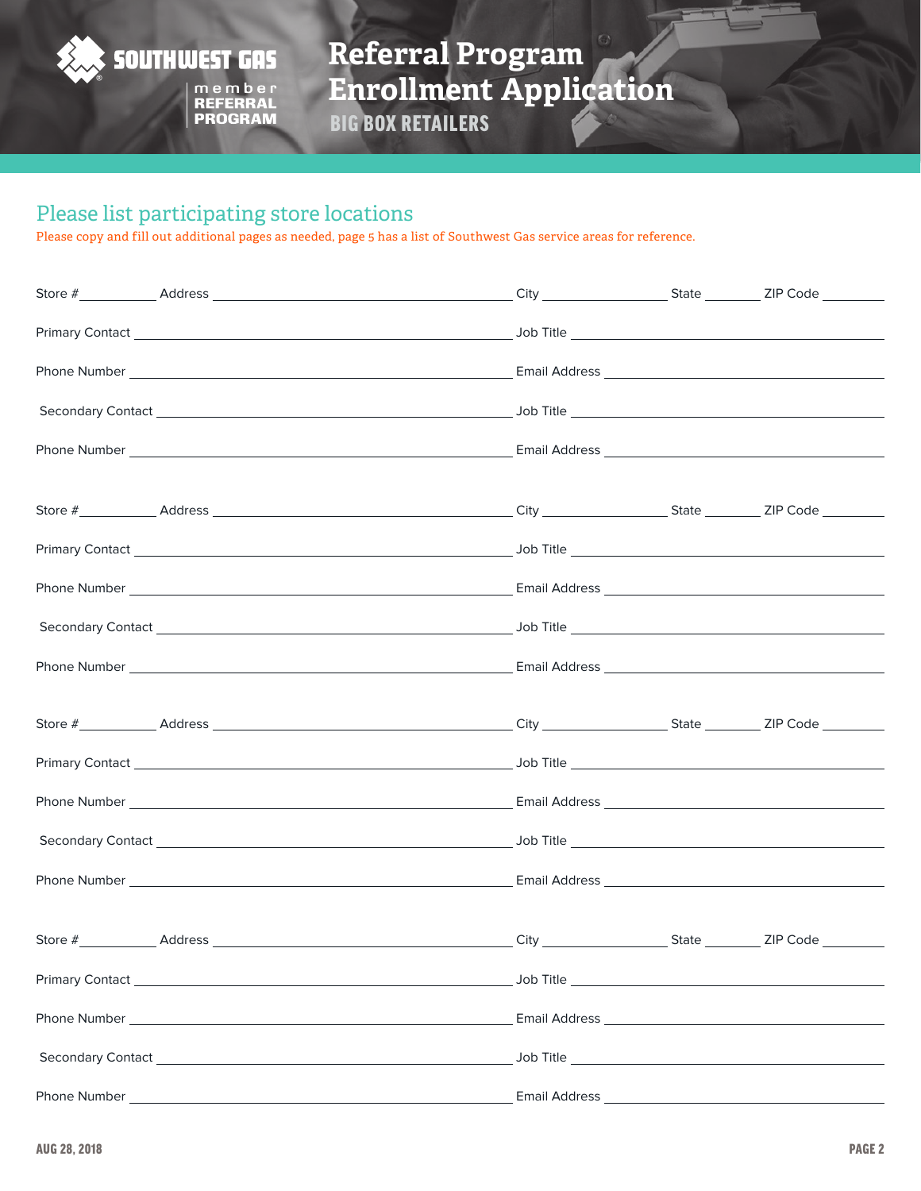# Referral Program Enrollment Application

SOUTHWEST GAS member REFERRAL PROGRAM

**BIG BOX RETAILERS**

## Please list participating store locations

Please copy and fill out additional pages as needed, page 5 has a list of Southwest Gas service areas for reference.

Store #__________ Address ______________________________ City ______________ State ________ ZIP Code ________

Primary Contact ______________________________ Job Title ______________________________

Phone Number ______________________________ Email Address ______________________________

Secondary Contact ______________________________ Job Title ______________________________

Phone Number ______________________________ Email Address ______________________________

Store #__________ Address ______________________________ City ______________ State ________ ZIP Code ________

Primary Contact ______________________________ Job Title ______________________________

Phone Number ______________________________ Email Address ______________________________

Secondary Contact ______________________________ Job Title ______________________________

Phone Number ______________________________ Email Address ______________________________

Store #__________ Address ______________________________ City ______________ State ________ ZIP Code ________

Primary Contact ______________________________ Job Title ______________________________

Phone Number ______________________________ Email Address ______________________________

Secondary Contact ______________________________ Job Title ______________________________

Phone Number ______________________________ Email Address ______________________________

Store #__________ Address ______________________________ City ______________ State ________ ZIP Code ________

Primary Contact ______________________________ Job Title ______________________________

Phone Number ______________________________ Email Address ______________________________

Secondary Contact ______________________________ Job Title ______________________________

Phone Number ______________________________ Email Address ______________________________

AUG 28, 2018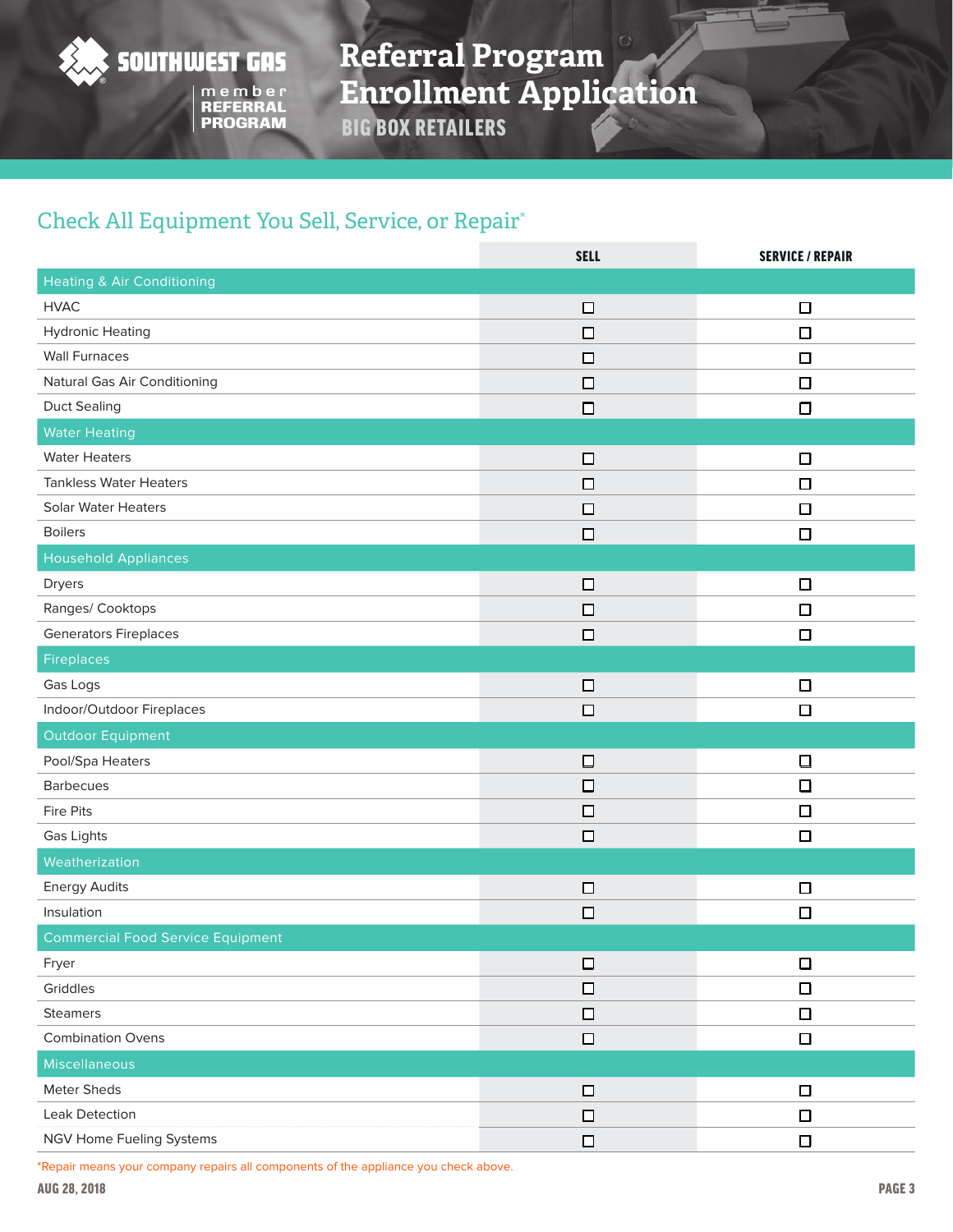SOUTHWEST GAS member REFERRAL PROGRAM

# Referral Program Enrollment Application

## BIG BOX RETAILERS

## Check All Equipment You Sell, Service, or Repair*

| | SELL | SERVICE / REPAIR |
|---|---|---|
| **Heating & Air Conditioning** | | |
| HVAC | ☐ | ☐ |
| Hydronic Heating | ☐ | ☐ |
| Wall Furnaces | ☐ | ☐ |
| Natural Gas Air Conditioning | ☐ | ☐ |
| Duct Sealing | ☐ | ☐ |
| **Water Heating** | | |
| Water Heaters | ☐ | ☐ |
| Tankless Water Heaters | ☐ | ☐ |
| Solar Water Heaters | ☐ | ☐ |
| Boilers | ☐ | ☐ |
| **Household Appliances** | | |
| Dryers | ☐ | ☐ |
| Ranges/ Cooktops | ☐ | ☐ |
| Generators Fireplaces | ☐ | ☐ |
| **Fireplaces** | | |
| Gas Logs | ☐ | ☐ |
| Indoor/Outdoor Fireplaces | ☐ | ☐ |
| **Outdoor Equipment** | | |
| Pool/Spa Heaters | ☐ | ☐ |
| Barbecues | ☐ | ☐ |
| Fire Pits | ☐ | ☐ |
| Gas Lights | ☐ | ☐ |
| **Weatherization** | | |
| Energy Audits | ☐ | ☐ |
| Insulation | ☐ | ☐ |
| **Commercial Food Service Equipment** | | |
| Fryer | ☐ | ☐ |
| Griddles | ☐ | ☐ |
| Steamers | ☐ | ☐ |
| Combination Ovens | ☐ | ☐ |
| **Miscellaneous** | | |
| Meter Sheds | ☐ | ☐ |
| Leak Detection | ☐ | ☐ |
| NGV Home Fueling Systems | ☐ | ☐ |

*Repair means your company repairs all components of the appliance you check above.

AUG 28, 2018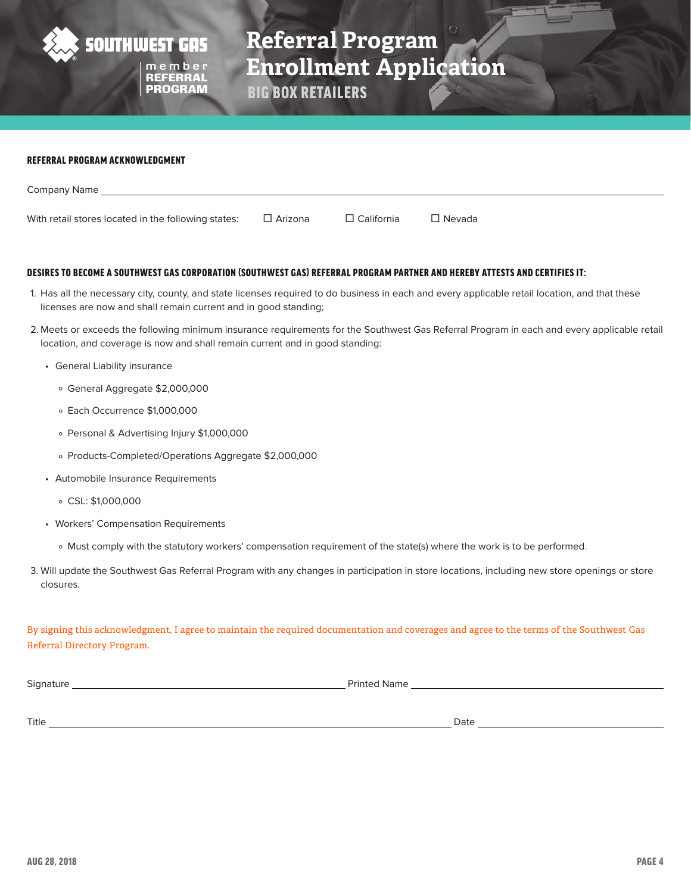SOUTHWEST GAS

member REFERRAL PROGRAM

# Referral Program Enrollment Application

## BIG BOX RETAILERS

### REFERRAL PROGRAM ACKNOWLEDGMENT

Company Name \_\_\_\_\_\_\_\_\_\_\_\_\_\_\_\_\_\_\_\_\_\_\_\_\_\_\_\_\_\_\_\_\_\_\_\_\_\_\_\_

With retail stores located in the following states: ☐ Arizona ☐ California ☐ Nevada

### DESIRES TO BECOME A SOUTHWEST GAS CORPORATION (SOUTHWEST GAS) REFERRAL PROGRAM PARTNER AND HEREBY ATTESTS AND CERTIFIES IT:

1. Has all the necessary city, county, and state licenses required to do business in each and every applicable retail location, and that these licenses are now and shall remain current and in good standing;
2. Meets or exceeds the following minimum insurance requirements for the Southwest Gas Referral Program in each and every applicable retail location, and coverage is now and shall remain current and in good standing:
   - General Liability insurance
     - General Aggregate $2,000,000
     - Each Occurrence $1,000,000
     - Personal & Advertising Injury $1,000,000
     - Products-Completed/Operations Aggregate $2,000,000
   - Automobile Insurance Requirements
     - CSL: $1,000,000
   - Workers' Compensation Requirements
     - Must comply with the statutory workers' compensation requirement of the state(s) where the work is to be performed.
3. Will update the Southwest Gas Referral Program with any changes in participation in store locations, including new store openings or store closures.

By signing this acknowledgment, I agree to maintain the required documentation and coverages and agree to the terms of the Southwest Gas Referral Directory Program.

Signature \_\_\_\_\_\_\_\_\_\_\_\_\_\_\_\_\_\_\_\_ Printed Name \_\_\_\_\_\_\_\_\_\_\_\_\_\_\_\_\_\_\_\_

Title \_\_\_\_\_\_\_\_\_\_\_\_\_\_\_\_\_\_\_\_ Date \_\_\_\_\_\_\_\_\_\_\_\_\_\_\_\_\_\_\_\_

AUG 28, 2018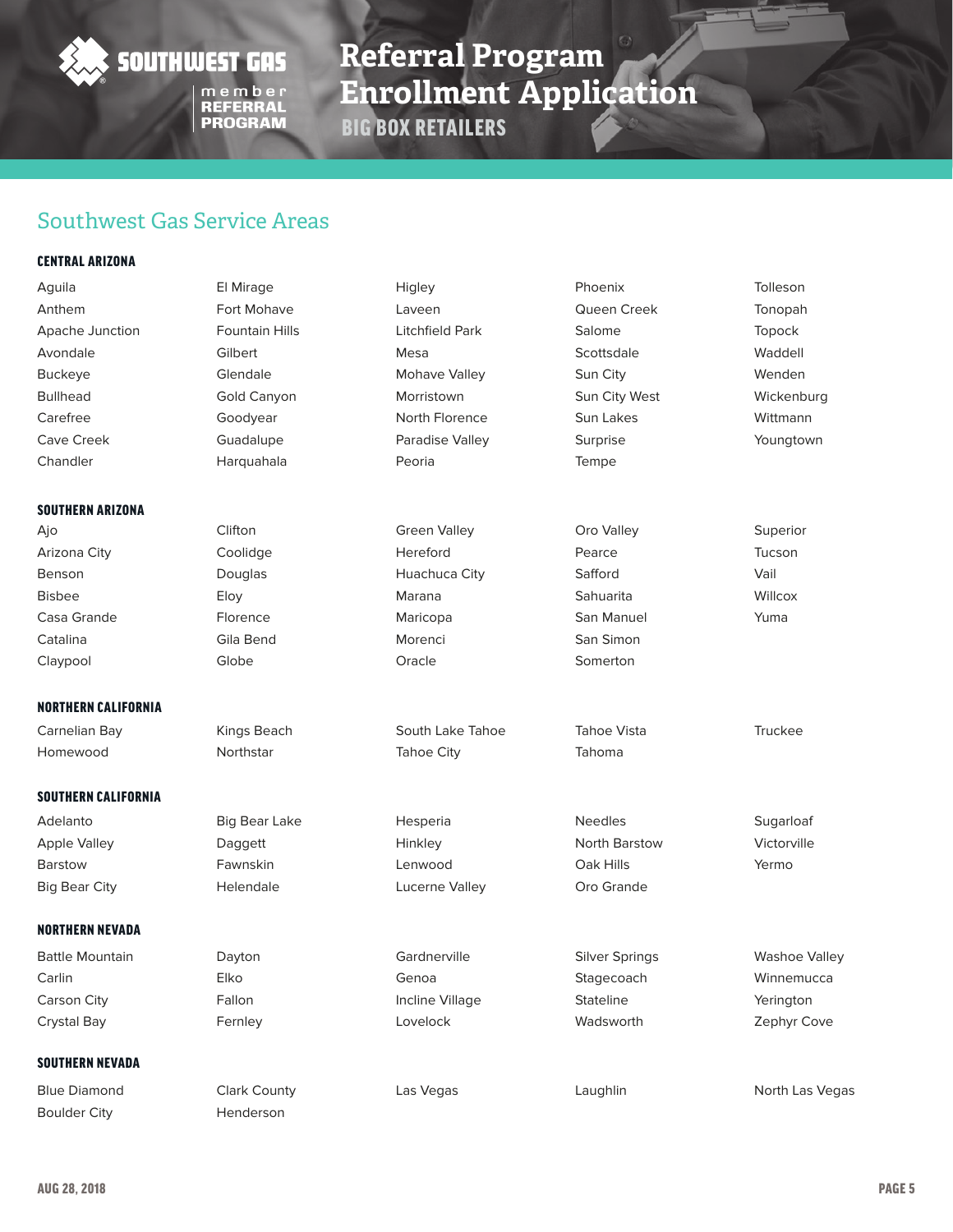# Referral Program Enrollment Application

## BIG BOX RETAILERS

SOUTHWEST GAS member REFERRAL PROGRAM

## Southwest Gas Service Areas

### CENTRAL ARIZONA

Aguila
Anthem
Apache Junction
Avondale
Buckeye
Bullhead
Carefree
Cave Creek
Chandler
El Mirage
Fort Mohave
Fountain Hills
Gilbert
Glendale
Gold Canyon
Goodyear
Guadalupe
Harquahala
Higley
Laveen
Litchfield Park
Mesa
Mohave Valley
Morristown
North Florence
Paradise Valley
Peoria
Phoenix
Queen Creek
Salome
Scottsdale
Sun City
Sun City West
Sun Lakes
Surprise
Tempe
Tolleson
Tonopah
Topock
Waddell
Wenden
Wickenburg
Wittmann
Youngtown

### SOUTHERN ARIZONA

Ajo
Arizona City
Benson
Bisbee
Casa Grande
Catalina
Claypool
Clifton
Coolidge
Douglas
Eloy
Florence
Gila Bend
Globe
Green Valley
Hereford
Huachuca City
Marana
Maricopa
Morenci
Oracle
Oro Valley
Pearce
Safford
Sahuarita
San Manuel
San Simon
Somerton
Superior
Tucson
Vail
Willcox
Yuma

### NORTHERN CALIFORNIA

Carnelian Bay
Homewood
Kings Beach
Northstar
South Lake Tahoe
Tahoe City
Tahoe Vista
Tahoma
Truckee

### SOUTHERN CALIFORNIA

Adelanto
Apple Valley
Barstow
Big Bear City
Big Bear Lake
Daggett
Fawnskin
Helendale
Hesperia
Hinkley
Lenwood
Lucerne Valley
Needles
North Barstow
Oak Hills
Oro Grande
Sugarloaf
Victorville
Yermo

### NORTHERN NEVADA

Battle Mountain
Carlin
Carson City
Crystal Bay
Dayton
Elko
Fallon
Fernley
Gardnerville
Genoa
Incline Village
Lovelock
Silver Springs
Stagecoach
Stateline
Wadsworth
Washoe Valley
Winnemucca
Yerington
Zephyr Cove

### SOUTHERN NEVADA

Blue Diamond
Boulder City
Clark County
Henderson
Las Vegas
Laughlin
North Las Vegas

AUG 28, 2018